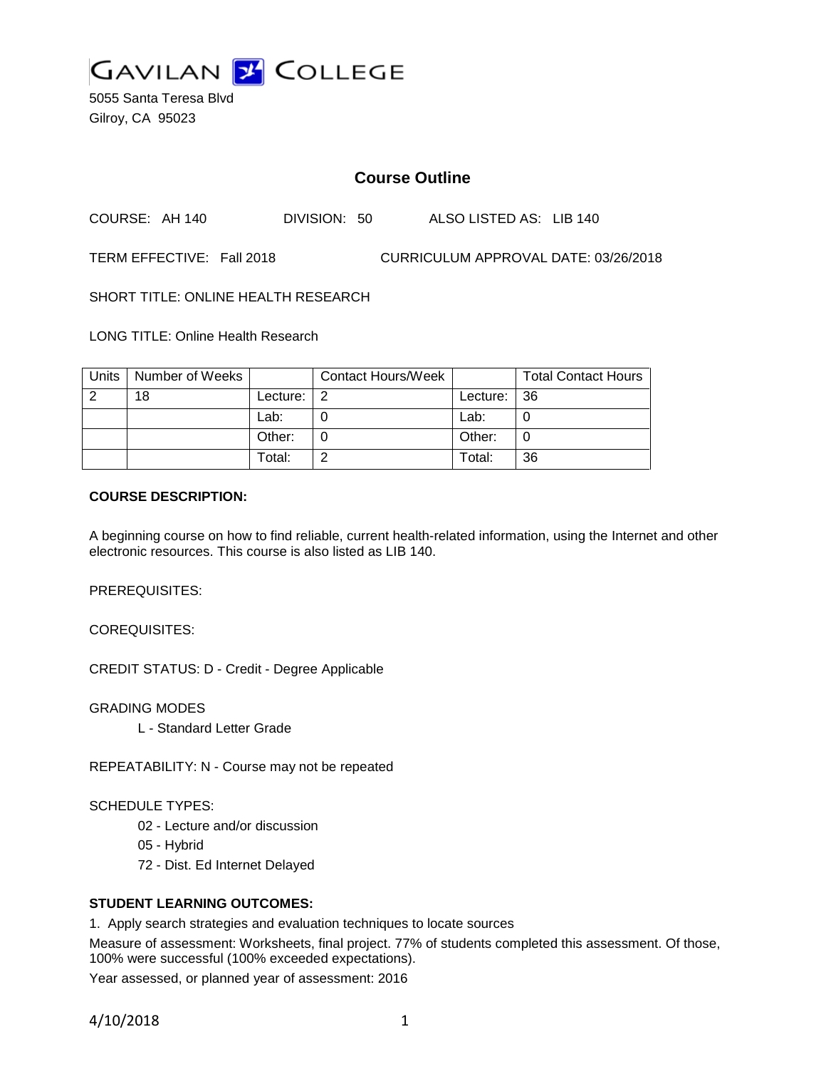# GAVILAN COLLEGE

5055 Santa Teresa Blvd
Gilroy, CA 95023

## Course Outline

COURSE: AH 140 DIVISION: 50 ALSO LISTED AS: LIB 140

TERM EFFECTIVE: Fall 2018 CURRICULUM APPROVAL DATE: 03/26/2018

SHORT TITLE: ONLINE HEALTH RESEARCH

LONG TITLE: Online Health Research

| Units | Number of Weeks | | Contact Hours/Week | | Total Contact Hours |
|---|---|---|---|---|---|
| 2 | 18 | Lecture: | 2 | Lecture: | 36 |
| | | Lab: | 0 | Lab: | 0 |
| | | Other: | 0 | Other: | 0 |
| | | Total: | 2 | Total: | 36 |

**COURSE DESCRIPTION:**

A beginning course on how to find reliable, current health-related information, using the Internet and other electronic resources. This course is also listed as LIB 140.

PREREQUISITES:

COREQUISITES:

CREDIT STATUS: D - Credit - Degree Applicable

GRADING MODES

L - Standard Letter Grade

REPEATABILITY: N - Course may not be repeated

SCHEDULE TYPES:

02 - Lecture and/or discussion

05 - Hybrid

72 - Dist. Ed Internet Delayed

**STUDENT LEARNING OUTCOMES:**

1. Apply search strategies and evaluation techniques to locate sources

Measure of assessment: Worksheets, final project. 77% of students completed this assessment. Of those, 100% were successful (100% exceeded expectations).

Year assessed, or planned year of assessment: 2016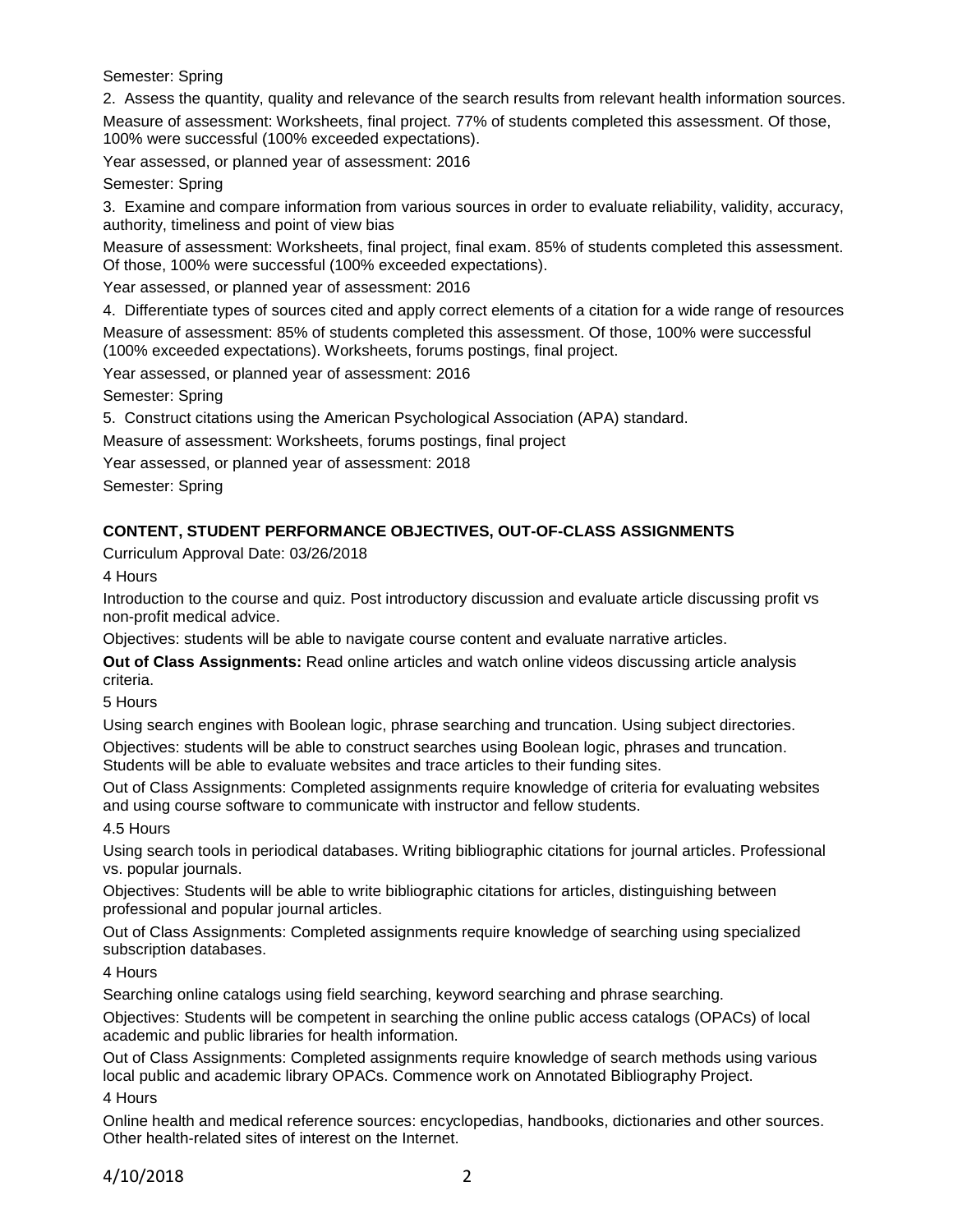Semester: Spring

2. Assess the quantity, quality and relevance of the search results from relevant health information sources.

Measure of assessment: Worksheets, final project. 77% of students completed this assessment. Of those, 100% were successful (100% exceeded expectations).

Year assessed, or planned year of assessment: 2016

Semester: Spring

3. Examine and compare information from various sources in order to evaluate reliability, validity, accuracy, authority, timeliness and point of view bias

Measure of assessment: Worksheets, final project, final exam. 85% of students completed this assessment. Of those, 100% were successful (100% exceeded expectations).

Year assessed, or planned year of assessment: 2016

4. Differentiate types of sources cited and apply correct elements of a citation for a wide range of resources

Measure of assessment: 85% of students completed this assessment. Of those, 100% were successful (100% exceeded expectations). Worksheets, forums postings, final project.

Year assessed, or planned year of assessment: 2016

Semester: Spring

5. Construct citations using the American Psychological Association (APA) standard.

Measure of assessment: Worksheets, forums postings, final project

Year assessed, or planned year of assessment: 2018

Semester: Spring

## CONTENT, STUDENT PERFORMANCE OBJECTIVES, OUT-OF-CLASS ASSIGNMENTS

Curriculum Approval Date: 03/26/2018

4 Hours

Introduction to the course and quiz. Post introductory discussion and evaluate article discussing profit vs non-profit medical advice.

Objectives: students will be able to navigate course content and evaluate narrative articles.

**Out of Class Assignments:** Read online articles and watch online videos discussing article analysis criteria.

5 Hours

Using search engines with Boolean logic, phrase searching and truncation. Using subject directories.

Objectives: students will be able to construct searches using Boolean logic, phrases and truncation. Students will be able to evaluate websites and trace articles to their funding sites.

Out of Class Assignments: Completed assignments require knowledge of criteria for evaluating websites and using course software to communicate with instructor and fellow students.

4.5 Hours

Using search tools in periodical databases. Writing bibliographic citations for journal articles. Professional vs. popular journals.

Objectives: Students will be able to write bibliographic citations for articles, distinguishing between professional and popular journal articles.

Out of Class Assignments: Completed assignments require knowledge of searching using specialized subscription databases.

4 Hours

Searching online catalogs using field searching, keyword searching and phrase searching.

Objectives: Students will be competent in searching the online public access catalogs (OPACs) of local academic and public libraries for health information.

Out of Class Assignments: Completed assignments require knowledge of search methods using various local public and academic library OPACs. Commence work on Annotated Bibliography Project.

4 Hours

Online health and medical reference sources: encyclopedias, handbooks, dictionaries and other sources. Other health-related sites of interest on the Internet.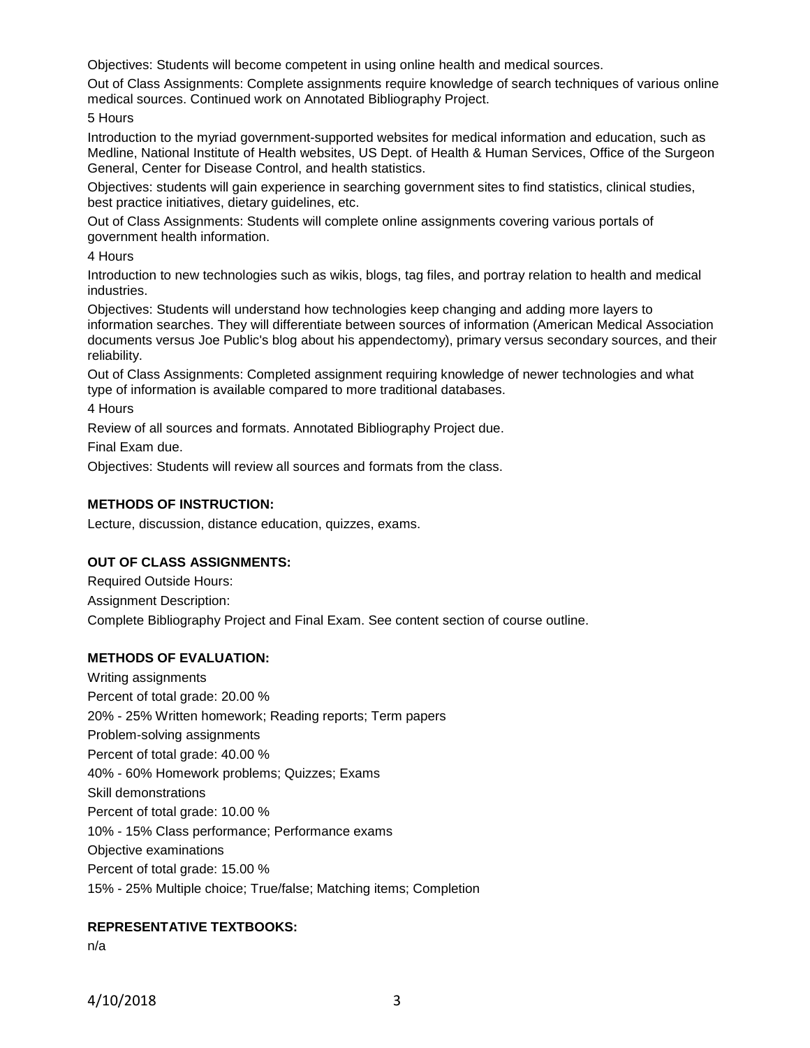Objectives: Students will become competent in using online health and medical sources.

Out of Class Assignments: Complete assignments require knowledge of search techniques of various online medical sources. Continued work on Annotated Bibliography Project.

5 Hours

Introduction to the myriad government-supported websites for medical information and education, such as Medline, National Institute of Health websites, US Dept. of Health & Human Services, Office of the Surgeon General, Center for Disease Control, and health statistics.

Objectives: students will gain experience in searching government sites to find statistics, clinical studies, best practice initiatives, dietary guidelines, etc.

Out of Class Assignments: Students will complete online assignments covering various portals of government health information.

4 Hours

Introduction to new technologies such as wikis, blogs, tag files, and portray relation to health and medical industries.

Objectives: Students will understand how technologies keep changing and adding more layers to information searches. They will differentiate between sources of information (American Medical Association documents versus Joe Public's blog about his appendectomy), primary versus secondary sources, and their reliability.

Out of Class Assignments: Completed assignment requiring knowledge of newer technologies and what type of information is available compared to more traditional databases.

4 Hours

Review of all sources and formats. Annotated Bibliography Project due.

Final Exam due.

Objectives: Students will review all sources and formats from the class.

**METHODS OF INSTRUCTION:**

Lecture, discussion, distance education, quizzes, exams.

**OUT OF CLASS ASSIGNMENTS:**

Required Outside Hours:

Assignment Description:

Complete Bibliography Project and Final Exam. See content section of course outline.

**METHODS OF EVALUATION:**

Writing assignments

Percent of total grade: 20.00 %

20% - 25% Written homework; Reading reports; Term papers

Problem-solving assignments

Percent of total grade: 40.00 %

40% - 60% Homework problems; Quizzes; Exams

Skill demonstrations

Percent of total grade: 10.00 %

10% - 15% Class performance; Performance exams

Objective examinations

Percent of total grade: 15.00 %

15% - 25% Multiple choice; True/false; Matching items; Completion

**REPRESENTATIVE TEXTBOOKS:**

n/a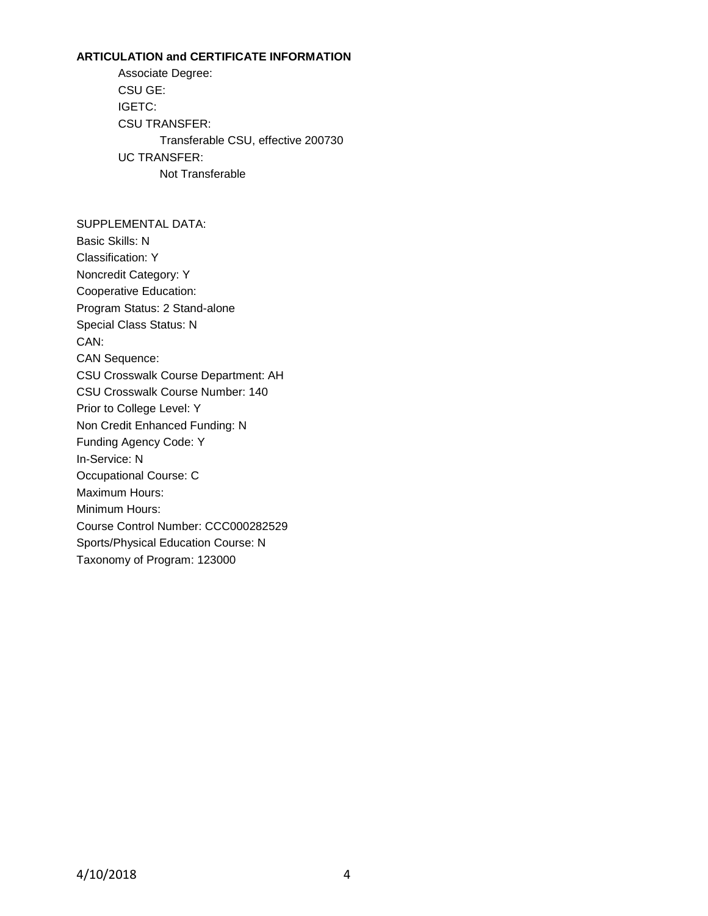**ARTICULATION and CERTIFICATE INFORMATION**

Associate Degree:

CSU GE:

IGETC:

CSU TRANSFER:

Transferable CSU, effective 200730

UC TRANSFER:

Not Transferable

SUPPLEMENTAL DATA:

Basic Skills: N

Classification: Y

Noncredit Category: Y

Cooperative Education:

Program Status: 2 Stand-alone

Special Class Status: N

CAN:

CAN Sequence:

CSU Crosswalk Course Department: AH

CSU Crosswalk Course Number: 140

Prior to College Level: Y

Non Credit Enhanced Funding: N

Funding Agency Code: Y

In-Service: N

Occupational Course: C

Maximum Hours:

Minimum Hours:

Course Control Number: CCC000282529

Sports/Physical Education Course: N

Taxonomy of Program: 123000